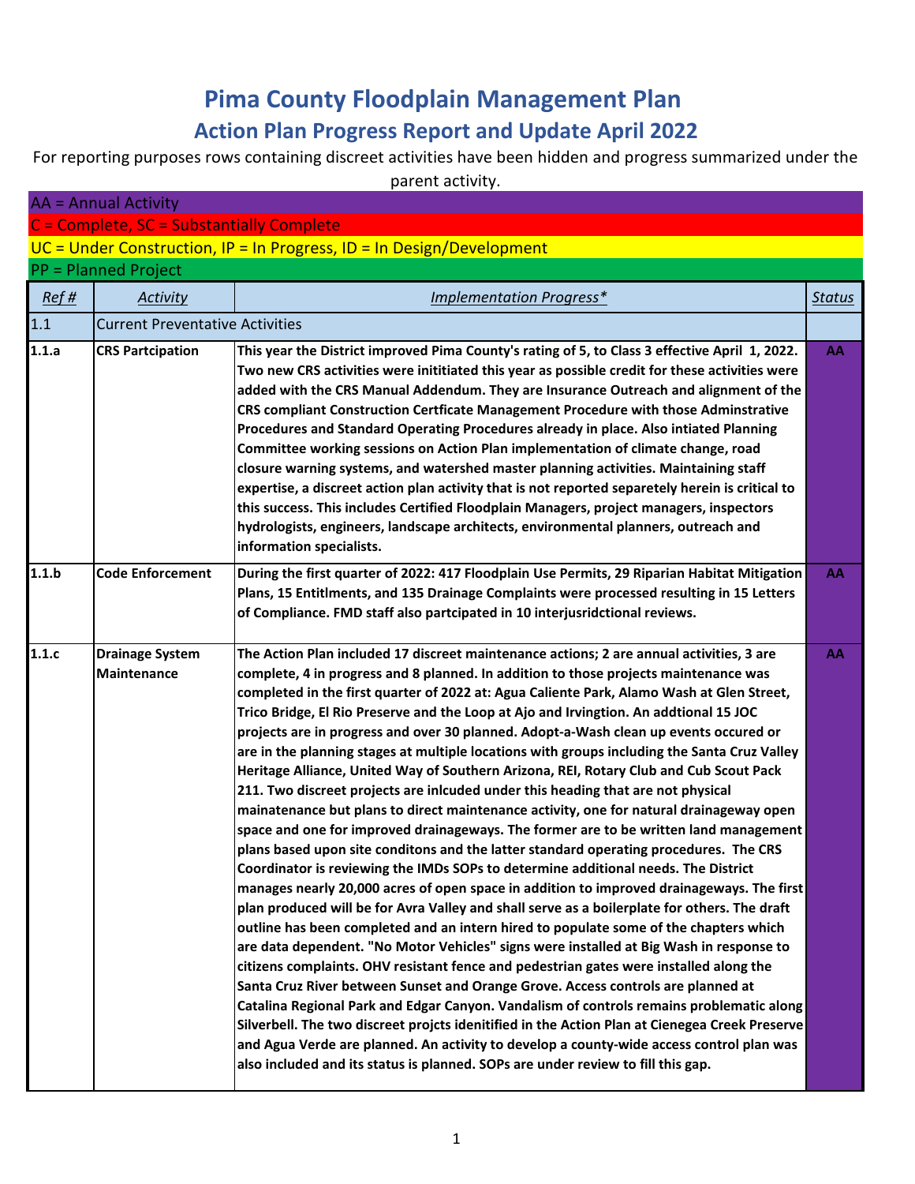# Pima County Floodplain Management Plan

## Action Plan Progress Report and Update April 2022

For reporting purposes rows containing discreet activities have been hidden and progress summarized under the parent activity.

AA = Annual Activity

C = Complete, SC = Substantially Complete

UC = Under Construction, IP = In Progress, ID = In Design/Development

PP = Planned Project

| *Ref #* | *Activity* | *Implementation Progress** | *Status* |
|---|---|---|---|
| 1.1 | Current Preventative Activities | | |
| **1.1.a** | **CRS Partcipation** | **This year the District improved Pima County's rating of 5, to Class 3 effective April 1, 2022. Two new CRS activities were inititiated this year as possible credit for these activities were added with the CRS Manual Addendum. They are Insurance Outreach and alignment of the CRS compliant Construction Certficate Management Procedure with those Adminstrative Procedures and Standard Operating Procedures already in place. Also intiated Planning Committee working sessions on Action Plan implementation of climate change, road closure warning systems, and watershed master planning activities. Maintaining staff expertise, a discreet action plan activity that is not reported separetely herein is critical to this success. This includes Certified Floodplain Managers, project managers, inspectors hydrologists, engineers, landscape architects, environmental planners, outreach and information specialists.** | **AA** |
| **1.1.b** | **Code Enforcement** | **During the first quarter of 2022: 417 Floodplain Use Permits, 29 Riparian Habitat Mitigation Plans, 15 Entitlments, and 135 Drainage Complaints were processed resulting in 15 Letters of Compliance. FMD staff also partcipated in 10 interjusridctional reviews.** | **AA** |
| **1.1.c** | **Drainage System Maintenance** | **The Action Plan included 17 discreet maintenance actions; 2 are annual activities, 3 are complete, 4 in progress and 8 planned. In addition to those projects maintenance was completed in the first quarter of 2022 at: Agua Caliente Park, Alamo Wash at Glen Street, Trico Bridge, El Rio Preserve and the Loop at Ajo and Irvingtion. An addtional 15 JOC projects are in progress and over 30 planned. Adopt-a-Wash clean up events occured or are in the planning stages at multiple locations with groups including the Santa Cruz Valley Heritage Alliance, United Way of Southern Arizona, REI, Rotary Club and Cub Scout Pack 211. Two discreet projects are inlcuded under this heading that are not physical mainatenance but plans to direct maintenance activity, one for natural drainageway open space and one for improved drainageways. The former are to be written land management plans based upon site conditons and the latter standard operating procedures. The CRS Coordinator is reviewing the IMDs SOPs to determine additional needs. The District manages nearly 20,000 acres of open space in addition to improved drainageways. The first plan produced will be for Avra Valley and shall serve as a boilerplate for others. The draft outline has been completed and an intern hired to populate some of the chapters which are data dependent. "No Motor Vehicles" signs were installed at Big Wash in response to citizens complaints. OHV resistant fence and pedestrian gates were installed along the Santa Cruz River between Sunset and Orange Grove. Access controls are planned at Catalina Regional Park and Edgar Canyon. Vandalism of controls remains problematic along Silverbell. The two discreet projcts idenitified in the Action Plan at Cienegea Creek Preserve and Agua Verde are planned. An activity to develop a county-wide access control plan was also included and its status is planned. SOPs are under review to fill this gap.** | **AA** |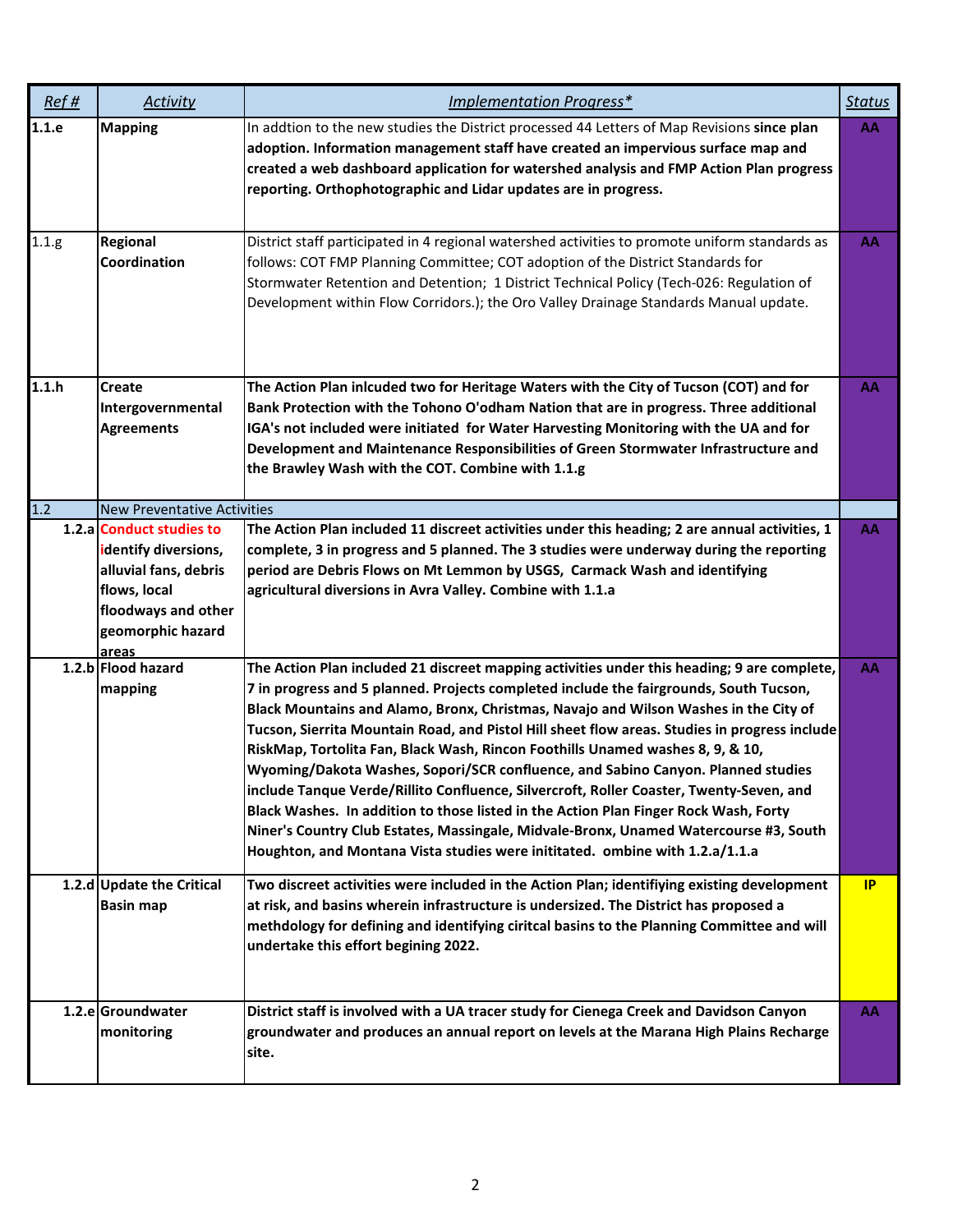| *Ref #* | *Activity* | *Implementation Progress** | *Status* |
|---|---|---|---|
| **1.1.e** | **Mapping** | In addtion to the new studies the District processed 44 Letters of Map Revisions **since plan adoption. Information management staff have created an impervious surface map and created a web dashboard application for watershed analysis and FMP Action Plan progress reporting. Orthophotographic and Lidar updates are in progress.** | **AA** |
| 1.1.g | **Regional Coordination** | District staff participated in 4 regional watershed activities to promote uniform standards as follows: COT FMP Planning Committee; COT adoption of the District Standards for Stormwater Retention and Detention; 1 District Technical Policy (Tech-026: Regulation of Development within Flow Corridors.); the Oro Valley Drainage Standards Manual update. | **AA** |
| **1.1.h** | **Create Intergovernmental Agreements** | **The Action Plan inlcuded two for Heritage Waters with the City of Tucson (COT) and for Bank Protection with the Tohono O'odham Nation that are in progress. Three additional IGA's not included were initiated for Water Harvesting Monitoring with the UA and for Development and Maintenance Responsibilities of Green Stormwater Infrastructure and the Brawley Wash with the COT. Combine with 1.1.g** | **AA** |
| 1.2 | New Preventative Activities | | |
| **1.2.a** | **Conduct studies to identify diversions, alluvial fans, debris flows, local floodways and other geomorphic hazard areas** | **The Action Plan included 11 discreet activities under this heading; 2 are annual activities, 1 complete, 3 in progress and 5 planned. The 3 studies were underway during the reporting period are Debris Flows on Mt Lemmon by USGS, Carmack Wash and identifying agricultural diversions in Avra Valley. Combine with 1.1.a** | **AA** |
| **1.2.b** | **Flood hazard mapping** | **The Action Plan included 21 discreet mapping activities under this heading; 9 are complete, 7 in progress and 5 planned. Projects completed include the fairgrounds, South Tucson, Black Mountains and Alamo, Bronx, Christmas, Navajo and Wilson Washes in the City of Tucson, Sierrita Mountain Road, and Pistol Hill sheet flow areas. Studies in progress include RiskMap, Tortolita Fan, Black Wash, Rincon Foothills Unamed washes 8, 9, & 10, Wyoming/Dakota Washes, Sopori/SCR confluence, and Sabino Canyon. Planned studies include Tanque Verde/Rillito Confluence, Silvercroft, Roller Coaster, Twenty-Seven, and Black Washes. In addition to those listed in the Action Plan Finger Rock Wash, Forty Niner's Country Club Estates, Massingale, Midvale-Bronx, Unamed Watercourse #3, South Houghton, and Montana Vista studies were inititated. ombine with 1.2.a/1.1.a** | **AA** |
| **1.2.d** | **Update the Critical Basin map** | **Two discreet activities were included in the Action Plan; identifiying existing development at risk, and basins wherein infrastructure is undersized. The District has proposed a methdology for defining and identifying ciritcal basins to the Planning Committee and will undertake this effort begining 2022.** | **IP** |
| **1.2.e** | **Groundwater monitoring** | **District staff is involved with a UA tracer study for Cienega Creek and Davidson Canyon groundwater and produces an annual report on levels at the Marana High Plains Recharge site.** | **AA** |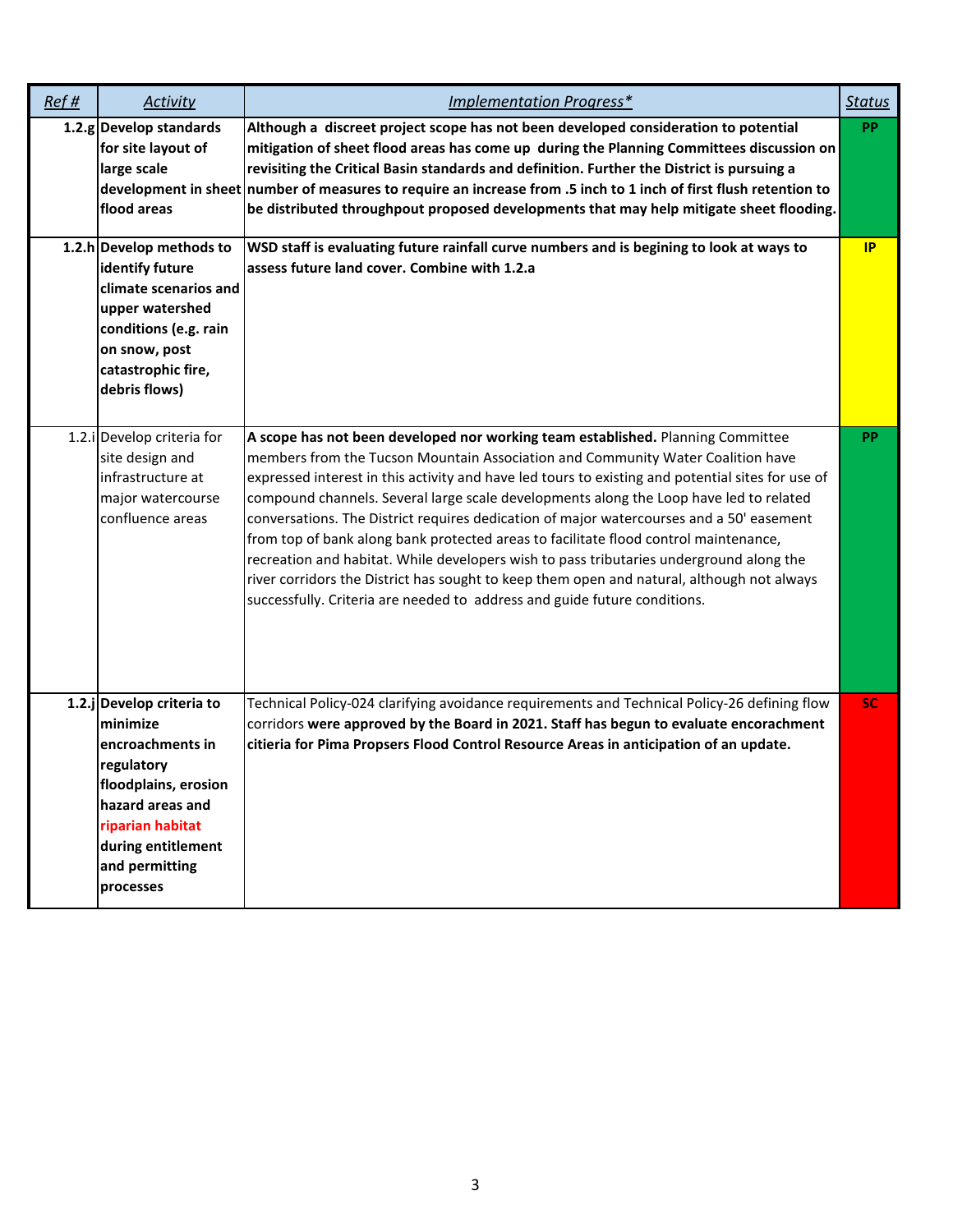| *Ref #* | *Activity* | *Implementation Progress** | *Status* |
|---|---|---|---|
| **1.2.g** | **Develop standards for site layout of large scale development in sheet flood areas** | **Although a discreet project scope has not been developed consideration to potential mitigation of sheet flood areas has come up during the Planning Committees discussion on revisiting the Critical Basin standards and definition. Further the District is pursuing a number of measures to require an increase from .5 inch to 1 inch of first flush retention to be distributed throughpout proposed developments that may help mitigate sheet flooding.** | **PP** |
| **1.2.h** | **Develop methods to identify future climate scenarios and upper watershed conditions (e.g. rain on snow, post catastrophic fire, debris flows)** | **WSD staff is evaluating future rainfall curve numbers and is begining to look at ways to assess future land cover. Combine with 1.2.a** | **IP** |
| 1.2.i | Develop criteria for site design and infrastructure at major watercourse confluence areas | **A scope has not been developed nor working team established.** Planning Committee members from the Tucson Mountain Association and Community Water Coalition have expressed interest in this activity and have led tours to existing and potential sites for use of compound channels. Several large scale developments along the Loop have led to related conversations. The District requires dedication of major watercourses and a 50' easement from top of bank along bank protected areas to facilitate flood control maintenance, recreation and habitat. While developers wish to pass tributaries underground along the river corridors the District has sought to keep them open and natural, although not always successfully. Criteria are needed to address and guide future conditions. | **PP** |
| **1.2.j** | **Develop criteria to minimize encroachments in regulatory floodplains, erosion hazard areas and riparian habitat during entitlement and permitting processes** | Technical Policy-024 clarifying avoidance requirements and Technical Policy-26 defining flow corridors **were approved by the Board in 2021. Staff has begun to evaluate encorachment citieria for Pima Propsers Flood Control Resource Areas in anticipation of an update.** | **SC** |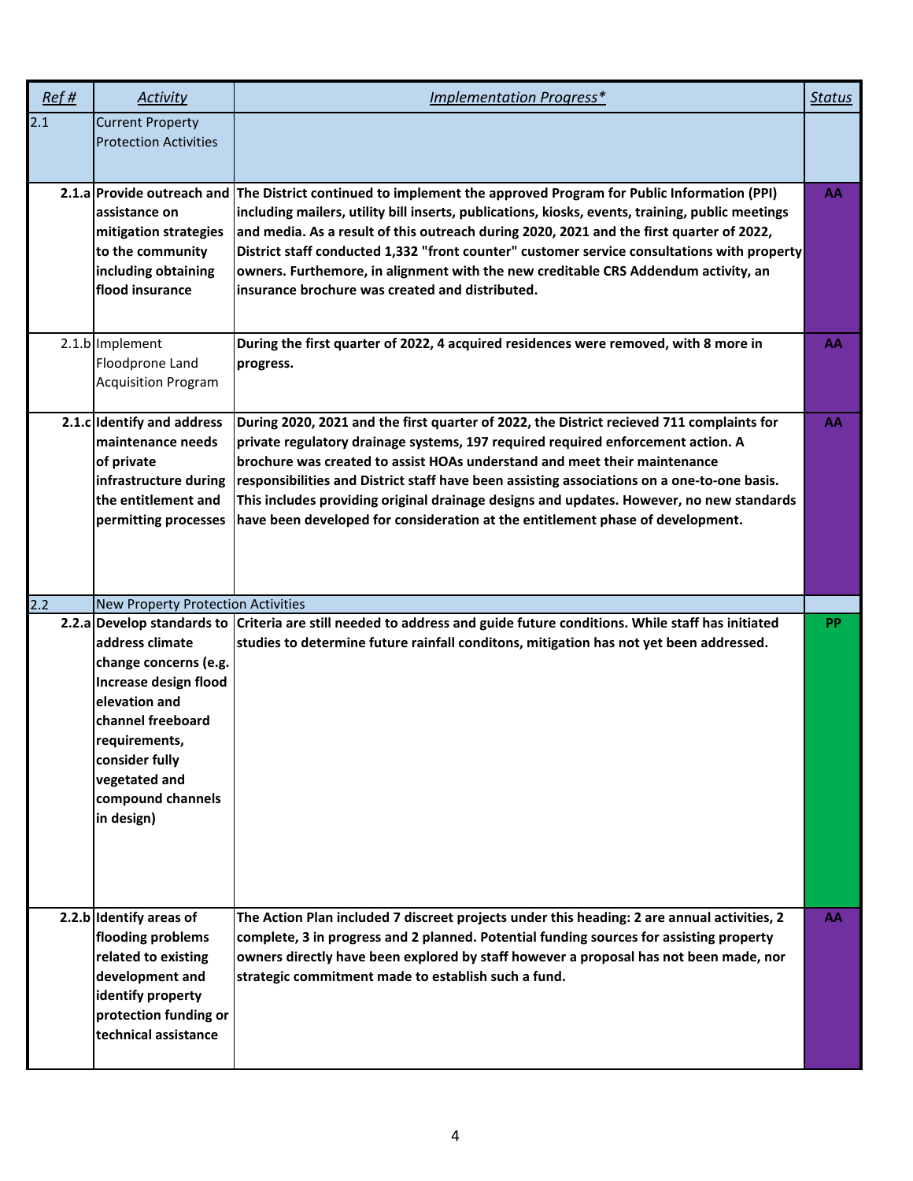| *Ref #* | *Activity* | *Implementation Progress** | *Status* |
|---|---|---|---|
| 2.1 | Current Property Protection Activities | | |
| **2.1.a** | **Provide outreach and assistance on mitigation strategies to the community including obtaining flood insurance** | **The District continued to implement the approved Program for Public Information (PPI) including mailers, utility bill inserts, publications, kiosks, events, training, public meetings and media. As a result of this outreach during 2020, 2021 and the first quarter of 2022, District staff conducted 1,332 "front counter" customer service consultations with property owners. Furthermore, in alignment with the new creditable CRS Addendum activity, an insurance brochure was created and distributed.** | **AA** |
| 2.1.b | Implement Floodprone Land Acquisition Program | **During the first quarter of 2022, 4 acquired residences were removed, with 8 more in progress.** | **AA** |
| **2.1.c** | **Identify and address maintenance needs of private infrastructure during the entitlement and permitting processes** | **During 2020, 2021 and the first quarter of 2022, the District recieved 711 complaints for private regulatory drainage systems, 197 required required enforcement action. A brochure was created to assist HOAs understand and meet their maintenance responsibilities and District staff have been assisting associations on a one-to-one basis. This includes providing original drainage designs and updates. However, no new standards have been developed for consideration at the entitlement phase of development.** | **AA** |
| 2.2 | New Property Protection Activities | | |
| **2.2.a** | **Develop standards to address climate change concerns (e.g. Increase design flood elevation and channel freeboard requirements, consider fully vegetated and compound channels in design)** | **Criteria are still needed to address and guide future conditions. While staff has initiated studies to determine future rainfall conditons, mitigation has not yet been addressed.** | **PP** |
| **2.2.b** | **Identify areas of flooding problems related to existing development and identify property protection funding or technical assistance** | **The Action Plan included 7 discreet projects under this heading: 2 are annual activities, 2 complete, 3 in progress and 2 planned. Potential funding sources for assisting property owners directly have been explored by staff however a proposal has not been made, nor strategic commitment made to establish such a fund.** | **AA** |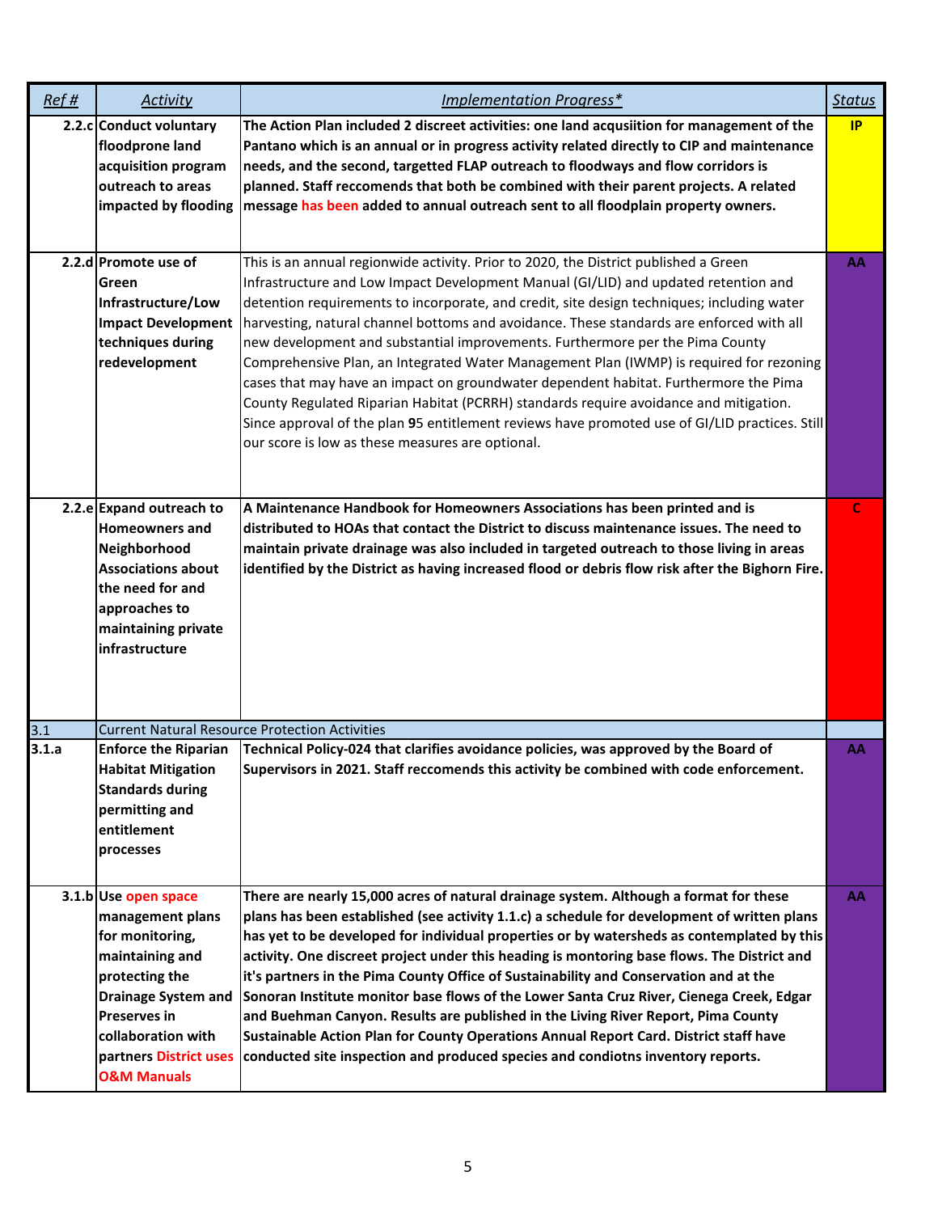| *Ref #* | *Activity* | *Implementation Progress** | *Status* |
|---|---|---|---|
| 2.2.c | **Conduct voluntary floodprone land acquisition program outreach to areas impacted by flooding** | **The Action Plan included 2 discreet activities: one land acqusiition for management of the Pantano which is an annual or in progress activity related directly to CIP and maintenance needs, and the second, targetted FLAP outreach to floodways and flow corridors is planned. Staff reccomends that both be combined with their parent projects. A related message has been added to annual outreach sent to all floodplain property owners.** | **IP** |
| 2.2.d | **Promote use of Green Infrastructure/Low Impact Development techniques during redevelopment** | This is an annual regionwide activity. Prior to 2020, the District published a Green Infrastructure and Low Impact Development Manual (GI/LID) and updated retention and detention requirements to incorporate, and credit, site design techniques; including water harvesting, natural channel bottoms and avoidance. These standards are enforced with all new development and substantial improvements. Furthermore per the Pima County Comprehensive Plan, an Integrated Water Management Plan (IWMP) is required for rezoning cases that may have an impact on groundwater dependent habitat. Furthermore the Pima County Regulated Riparian Habitat (PCRRH) standards require avoidance and mitigation. Since approval of the plan **9**5 entitlement reviews have promoted use of GI/LID practices. Still our score is low as these measures are optional. | **AA** |
| 2.2.e | **Expand outreach to Homeowners and Neighborhood Associations about the need for and approaches to maintaining private infrastructure** | **A Maintenance Handbook for Homeowners Associations has been printed and is distributed to HOAs that contact the District to discuss maintenance issues. The need to maintain private drainage was also included in targeted outreach to those living in areas identified by the District as having increased flood or debris flow risk after the Bighorn Fire.** | **C** |
| 3.1 | Current Natural Resource Protection Activities | | |
| 3.1.a | **Enforce the Riparian Habitat Mitigation Standards during permitting and entitlement processes** | **Technical Policy-024 that clarifies avoidance policies, was approved by the Board of Supervisors in 2021. Staff reccomends this activity be combined with code enforcement.** | **AA** |
| 3.1.b | **Use open space management plans for monitoring, maintaining and protecting the Drainage System and Preserves in collaboration with partners District uses O&M Manuals** | **There are nearly 15,000 acres of natural drainage system. Although a format for these plans has been established (see activity 1.1.c) a schedule for development of written plans has yet to be developed for individual properties or by watersheds as contemplated by this activity. One discreet project under this heading is montoring base flows. The District and it's partners in the Pima County Office of Sustainability and Conservation and at the Sonoran Institute monitor base flows of the Lower Santa Cruz River, Cienega Creek, Edgar and Buehman Canyon. Results are published in the Living River Report, Pima County Sustainable Action Plan for County Operations Annual Report Card. District staff have conducted site inspection and produced species and condiotns inventory reports.** | **AA** |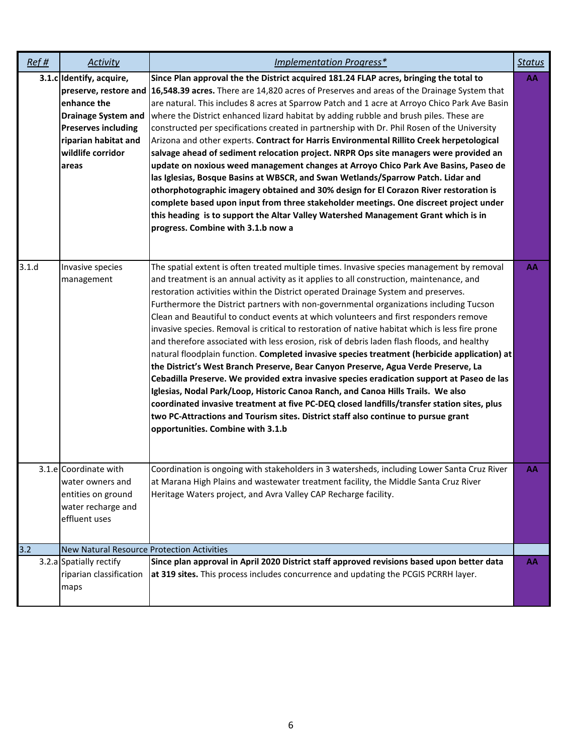| *Ref #* | *Activity* | *Implementation Progress** | *Status* |
|---|---|---|---|
| 3.1.c | **Identify, acquire, preserve, restore and enhance the Drainage System and Preserves including riparian habitat and wildlife corridor areas** | **Since Plan approval the the District acquired 181.24 FLAP acres, bringing the total to 16,548.39 acres.** There are 14,820 acres of Preserves and areas of the Drainage System that are natural. This includes 8 acres at Sparrow Patch and 1 acre at Arroyo Chico Park Ave Basin where the District enhanced lizard habitat by adding rubble and brush piles. These are constructed per specifications created in partnership with Dr. Phil Rosen of the University Arizona and other experts. **Contract for Harris Environmental Rillito Creek herpetological salvage ahead of sediment relocation project. NRPR Ops site managers were provided an update on noxious weed management changes at Arroyo Chico Park Ave Basins, Paseo de las Iglesias, Bosque Basins at WBSCR, and Swan Wetlands/Sparrow Patch. Lidar and othorphotographic imagery obtained and 30% design for El Corazon River restoration is complete based upon input from three stakeholder meetings. One discreet project under this heading is to support the Altar Valley Watershed Management Grant which is in progress. Combine with 3.1.b now a** | AA |
| 3.1.d | Invasive species management | The spatial extent is often treated multiple times. Invasive species management by removal and treatment is an annual activity as it applies to all construction, maintenance, and restoration activities within the District operated Drainage System and preserves. Furthermore the District partners with non-governmental organizations including Tucson Clean and Beautiful to conduct events at which volunteers and first responders remove invasive species. Removal is critical to restoration of native habitat which is less fire prone and therefore associated with less erosion, risk of debris laden flash floods, and healthy natural floodplain function. **Completed invasive species treatment (herbicide application) at the District's West Branch Preserve, Bear Canyon Preserve, Agua Verde Preserve, La Cebadilla Preserve. We provided extra invasive species eradication support at Paseo de las Iglesias, Nodal Park/Loop, Historic Canoa Ranch, and Canoa Hills Trails. We also coordinated invasive treatment at five PC-DEQ closed landfills/transfer station sites, plus two PC-Attractions and Tourism sites. District staff also continue to pursue grant opportunities. Combine with 3.1.b** | AA |
| 3.1.e | Coordinate with water owners and entities on ground water recharge and effluent uses | Coordination is ongoing with stakeholders in 3 watersheds, including Lower Santa Cruz River at Marana High Plains and wastewater treatment facility, the Middle Santa Cruz River Heritage Waters project, and Avra Valley CAP Recharge facility. | AA |
| 3.2 | New Natural Resource Protection Activities | | |
| 3.2.a | Spatially rectify riparian classification maps | **Since plan approval in April 2020 District staff approved revisions based upon better data at 319 sites.** This process includes concurrence and updating the PCGIS PCRRH layer. | AA |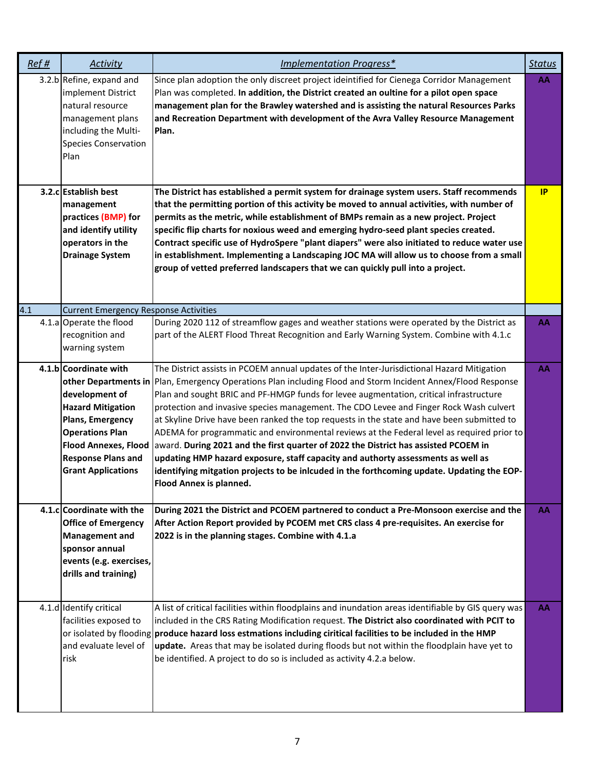| *Ref #* | *Activity* | *Implementation Progress** | *Status* |
|---|---|---|---|
| 3.2.b | Refine, expand and implement District natural resource management plans including the Multi-Species Conservation Plan | Since plan adoption the only discreet project ideintified for Cienega Corridor Management Plan was completed. **In addition, the District created an oultine for a pilot open space management plan for the Brawley watershed and is assisting the natural Resources Parks and Recreation Department with development of the Avra Valley Resource Management Plan.** | AA |
| **3.2.c** | **Establish best management practices (BMP) for and identify utility operators in the Drainage System** | **The District has established a permit system for drainage system users. Staff recommends that the permitting portion of this activity be moved to annual activities, with number of permits as the metric, while establishment of BMPs remain as a new project. Project specific flip charts for noxious weed and emerging hydro-seed plant species created. Contract specific use of HydroSpere "plant diapers" were also initiated to reduce water use in establishment. Implementing a Landscaping JOC MA will allow us to choose from a small group of vetted preferred landscapers that we can quickly pull into a project.** | IP |
| 4.1 | Current Emergency Response Activities | | |
| 4.1.a | Operate the flood recognition and warning system | During 2020 112 of streamflow gages and weather stations were operated by the District as part of the ALERT Flood Threat Recognition and Early Warning System. Combine with 4.1.c | AA |
| **4.1.b** | **Coordinate with other Departments in development of Hazard Mitigation Plans, Emergency Operations Plan Flood Annexes, Flood Response Plans and Grant Applications** | The District assists in PCOEM annual updates of the Inter-Jurisdictional Hazard Mitigation Plan, Emergency Operations Plan including Flood and Storm Incident Annex/Flood Response Plan and sought BRIC and PF-HMGP funds for levee augmentation, critical infrastructure protection and invasive species management. The CDO Levee and Finger Rock Wash culvert at Skyline Drive have been ranked the top requests in the state and have been submitted to ADEMA for programmatic and environmental reviews at the Federal level as required prior to award. **During 2021 and the first quarter of 2022 the District has assisted PCOEM in updating HMP hazard exposure, staff capacity and authorty assessments as well as identifying mitgation projects to be inlcuded in the forthcoming update. Updating the EOP-Flood Annex is planned.** | AA |
| **4.1.c** | **Coordinate with the Office of Emergency Management and sponsor annual events (e.g. exercises, drills and training)** | **During 2021 the District and PCOEM partnered to conduct a Pre-Monsoon exercise and the After Action Report provided by PCOEM met CRS class 4 pre-requisites. An exercise for 2022 is in the planning stages. Combine with 4.1.a** | AA |
| 4.1.d | Identify critical facilities exposed to or isolated by flooding and evaluate level of risk | A list of critical facilities within floodplains and inundation areas identifiable by GIS query was included in the CRS Rating Modification request. **The District also coordinated with PCIT to produce hazard loss estmations including ciritical facilities to be included in the HMP update.** Areas that may be isolated during floods but not within the floodplain have yet to be identified. A project to do so is included as activity 4.2.a below. | AA |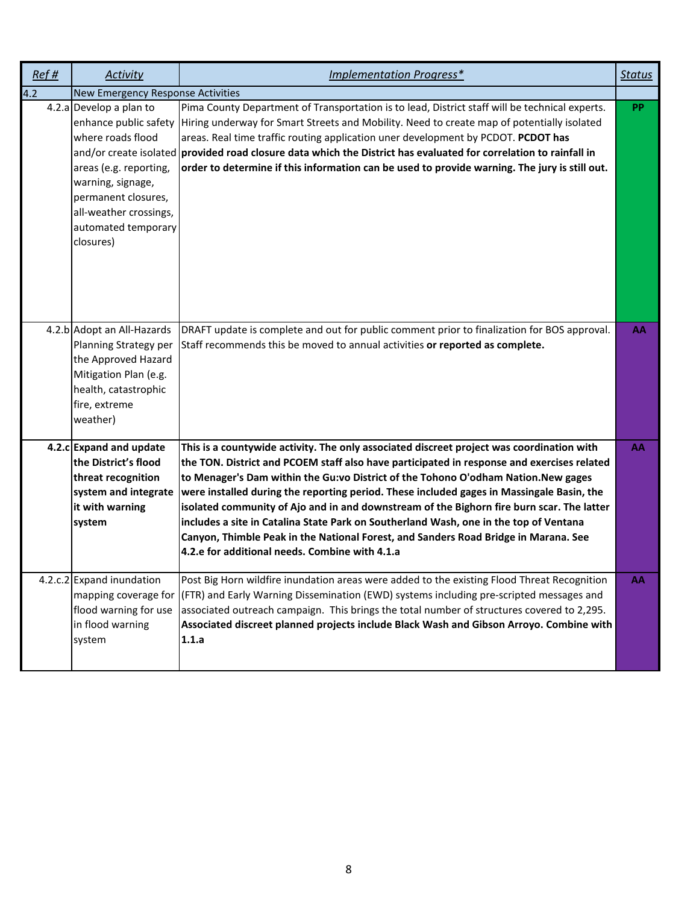| *Ref #* | *Activity* | *Implementation Progress** | *Status* |
|---|---|---|---|
| 4.2 | New Emergency Response Activities | | |
| 4.2.a | Develop a plan to enhance public safety where roads flood and/or create isolated areas (e.g. reporting, warning, signage, permanent closures, all-weather crossings, automated temporary closures) | Pima County Department of Transportation is to lead, District staff will be technical experts. Hiring underway for Smart Streets and Mobility. Need to create map of potentially isolated areas. Real time traffic routing application uner development by PCDOT. **PCDOT has provided road closure data which the District has evaluated for correlation to rainfall in order to determine if this information can be used to provide warning. The jury is still out.** | PP |
| 4.2.b | Adopt an All-Hazards Planning Strategy per the Approved Hazard Mitigation Plan (e.g. health, catastrophic fire, extreme weather) | DRAFT update is complete and out for public comment prior to finalization for BOS approval. Staff recommends this be moved to annual activities **or reported as complete.** | AA |
| **4.2.c** | **Expand and update the District's flood threat recognition system and integrate it with warning system** | **This is a countywide activity. The only associated discreet project was coordination with the TON. District and PCOEM staff also have participated in response and exercises related to Menager's Dam within the Gu:vo District of the Tohono O'odham Nation.New gages were installed during the reporting period. These included gages in Massingale Basin, the isolated community of Ajo and in and downstream of the Bighorn fire burn scar. The latter includes a site in Catalina State Park on Southerland Wash, one in the top of Ventana Canyon, Thimble Peak in the National Forest, and Sanders Road Bridge in Marana. See 4.2.e for additional needs. Combine with 4.1.a** | AA |
| 4.2.c.2 | Expand inundation mapping coverage for flood warning for use in flood warning system | Post Big Horn wildfire inundation areas were added to the existing Flood Threat Recognition (FTR) and Early Warning Dissemination (EWD) systems including pre-scripted messages and associated outreach campaign. This brings the total number of structures covered to 2,295. **Associated discreet planned projects include Black Wash and Gibson Arroyo. Combine with 1.1.a** | AA |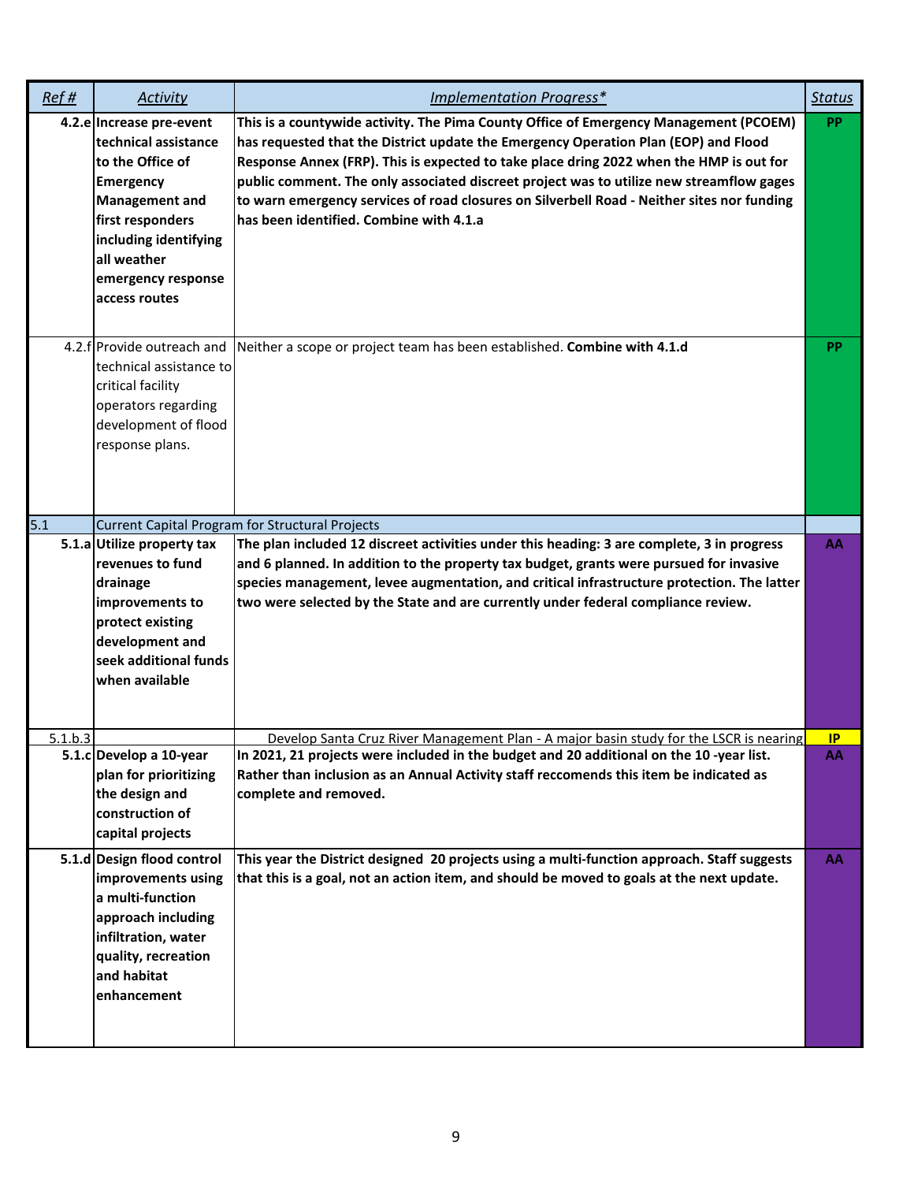| *Ref #* | *Activity* | *Implementation Progress** | *Status* |
|---|---|---|---|
| **4.2.e** | **Increase pre-event technical assistance to the Office of Emergency Management and first responders including identifying all weather emergency response access routes** | **This is a countywide activity. The Pima County Office of Emergency Management (PCOEM) has requested that the District update the Emergency Operation Plan (EOP) and Flood Response Annex (FRP). This is expected to take place dring 2022 when the HMP is out for public comment. The only associated discreet project was to utilize new streamflow gages to warn emergency services of road closures on Silverbell Road - Neither sites nor funding has been identified. Combine with 4.1.a** | **PP** |
| 4.2.f | Provide outreach and technical assistance to critical facility operators regarding development of flood response plans. | Neither a scope or project team has been established. **Combine with 4.1.d** | **PP** |
| 5.1 | Current Capital Program for Structural Projects | | |
| **5.1.a** | **Utilize property tax revenues to fund drainage improvements to protect existing development and seek additional funds when available** | **The plan included 12 discreet activities under this heading: 3 are complete, 3 in progress and 6 planned. In addition to the property tax budget, grants were pursued for invasive species management, levee augmentation, and critical infrastructure protection. The latter two were selected by the State and are currently under federal compliance review.** | **AA** |
| 5.1.b.3 | | Develop Santa Cruz River Management Plan - A major basin study for the LSCR is nearing | **IP** |
| **5.1.c** | **Develop a 10-year plan for prioritizing the design and construction of capital projects** | **In 2021, 21 projects were included in the budget and 20 additional on the 10 -year list. Rather than inclusion as an Annual Activity staff reccomends this item be indicated as complete and removed.** | **AA** |
| **5.1.d** | **Design flood control improvements using a multi-function approach including infiltration, water quality, recreation and habitat enhancement** | **This year the District designed 20 projects using a multi-function approach. Staff suggests that this is a goal, not an action item, and should be moved to goals at the next update.** | **AA** |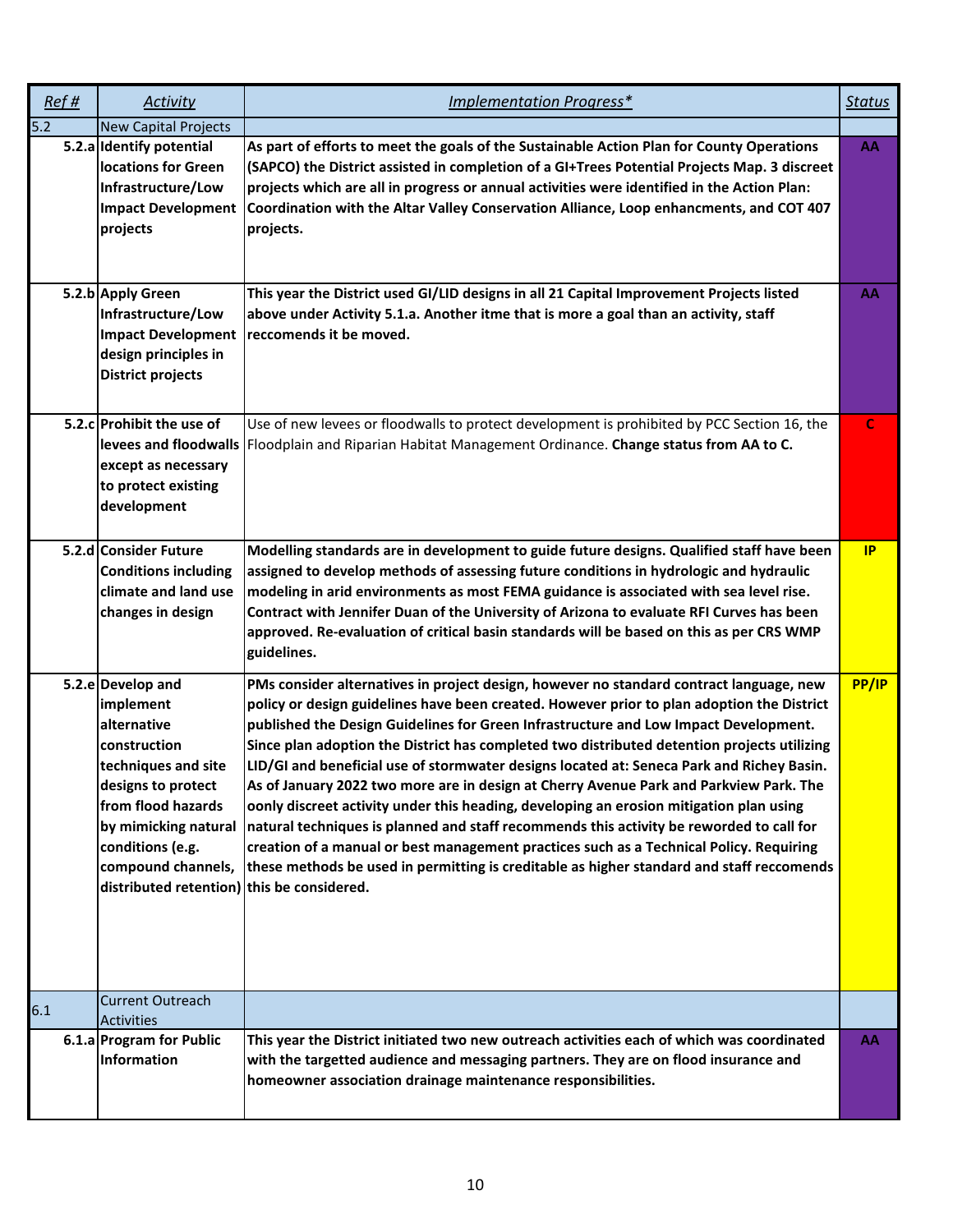| *Ref #* | *Activity* | *Implementation Progress** | *Status* |
|---|---|---|---|
| 5.2 | New Capital Projects | | |
| **5.2.a** | **Identify potential locations for Green Infrastructure/Low Impact Development projects** | **As part of efforts to meet the goals of the Sustainable Action Plan for County Operations (SAPCO) the District assisted in completion of a GI+Trees Potential Projects Map. 3 discreet projects which are all in progress or annual activities were identified in the Action Plan: Coordination with the Altar Valley Conservation Alliance, Loop enhancments, and COT 407 projects.** | **AA** |
| **5.2.b** | **Apply Green Infrastructure/Low Impact Development design principles in District projects** | **This year the District used GI/LID designs in all 21 Capital Improvement Projects listed above under Activity 5.1.a. Another itme that is more a goal than an activity, staff reccomends it be moved.** | **AA** |
| **5.2.c** | **Prohibit the use of levees and floodwalls except as necessary to protect existing development** | Use of new levees or floodwalls to protect development is prohibited by PCC Section 16, the Floodplain and Riparian Habitat Management Ordinance. **Change status from AA to C.** | **C** |
| **5.2.d** | **Consider Future Conditions including climate and land use changes in design** | **Modelling standards are in development to guide future designs. Qualified staff have been assigned to develop methods of assessing future conditions in hydrologic and hydraulic modeling in arid environments as most FEMA guidance is associated with sea level rise. Contract with Jennifer Duan of the University of Arizona to evaluate RFI Curves has been approved. Re-evaluation of critical basin standards will be based on this as per CRS WMP guidelines.** | **IP** |
| **5.2.e** | **Develop and implement alternative construction techniques and site designs to protect from flood hazards by mimicking natural conditions (e.g. compound channels, distributed retention)** | **PMs consider alternatives in project design, however no standard contract language, new policy or design guidelines have been created. However prior to plan adoption the District published the Design Guidelines for Green Infrastructure and Low Impact Development. Since plan adoption the District has completed two distributed detention projects utilizing LID/GI and beneficial use of stormwater designs located at: Seneca Park and Richey Basin. As of January 2022 two more are in design at Cherry Avenue Park and Parkview Park. The oonly discreet activity under this heading, developing an erosion mitigation plan using natural techniques is planned and staff recommends this activity be reworded to call for creation of a manual or best management practices such as a Technical Policy. Requiring these methods be used in permitting is creditable as higher standard and staff reccomends this be considered.** | **PP/IP** |
| 6.1 | Current Outreach Activities | | |
| **6.1.a** | **Program for Public Information** | **This year the District initiated two new outreach activities each of which was coordinated with the targetted audience and messaging partners. They are on flood insurance and homeowner association drainage maintenance responsibilities.** | **AA** |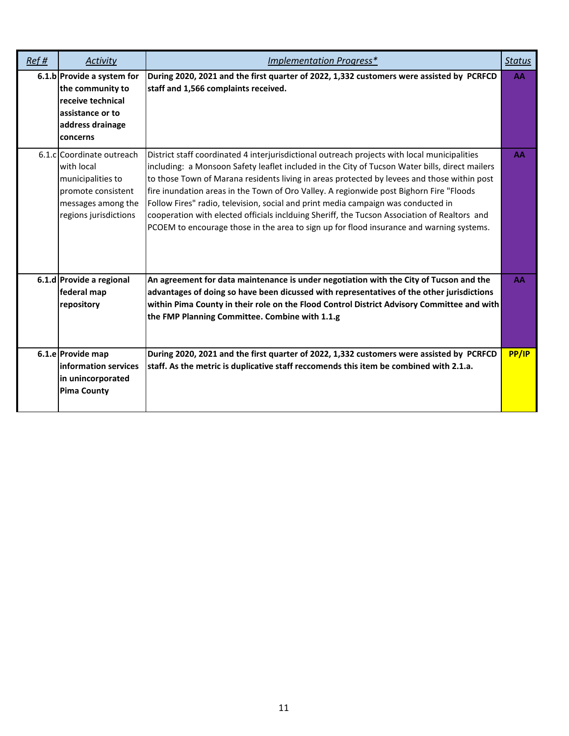| *Ref #* | *Activity* | *Implementation Progress** | *Status* |
|---|---|---|---|
| **6.1.b** | **Provide a system for the community to receive technical assistance or to address drainage concerns** | **During 2020, 2021 and the first quarter of 2022, 1,332 customers were assisted by PCRFCD staff and 1,566 complaints received.** | **AA** |
| 6.1.c | Coordinate outreach with local municipalities to promote consistent messages among the regions jurisdictions | District staff coordinated 4 interjurisdictional outreach projects with local municipalities including: a Monsoon Safety leaflet included in the City of Tucson Water bills, direct mailers to those Town of Marana residents living in areas protected by levees and those within post fire inundation areas in the Town of Oro Valley. A regionwide post Bighorn Fire "Floods Follow Fires" radio, television, social and print media campaign was conducted in cooperation with elected officials inclduing Sheriff, the Tucson Association of Realtors and PCOEM to encourage those in the area to sign up for flood insurance and warning systems. | **AA** |
| **6.1.d** | **Provide a regional federal map repository** | **An agreement for data maintenance is under negotiation with the City of Tucson and the advantages of doing so have been dicussed with representatives of the other jurisdictions within Pima County in their role on the Flood Control District Advisory Committee and with the FMP Planning Committee. Combine with 1.1.g** | **AA** |
| **6.1.e** | **Provide map information services in unincorporated Pima County** | **During 2020, 2021 and the first quarter of 2022, 1,332 customers were assisted by PCRFCD staff. As the metric is duplicative staff reccomends this item be combined with 2.1.a.** | **PP/IP** |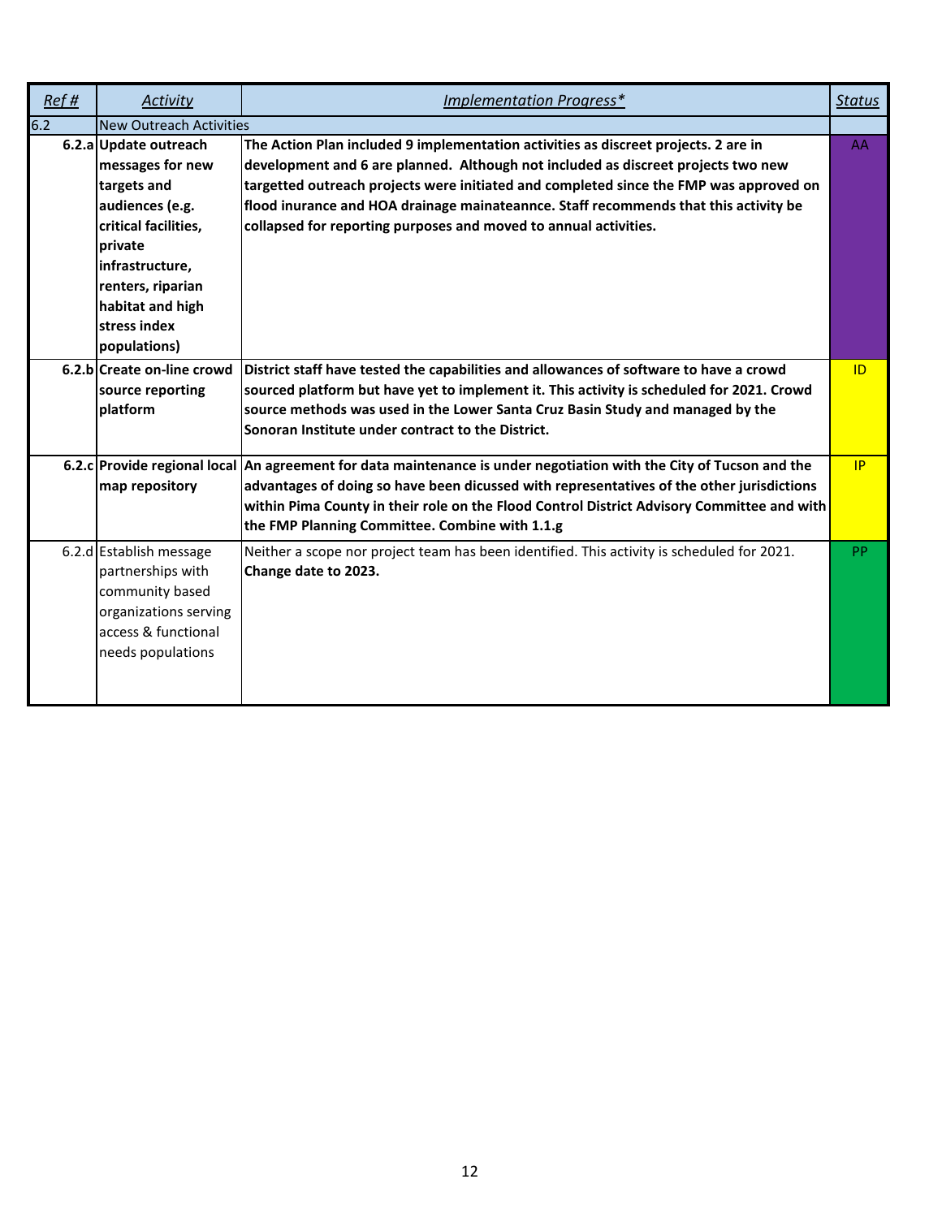| *Ref #* | *Activity* | *Implementation Progress** | *Status* |
|---|---|---|---|
| 6.2 | New Outreach Activities | | |
| **6.2.a** | **Update outreach messages for new targets and audiences (e.g. critical facilities, private infrastructure, renters, riparian habitat and high stress index populations)** | **The Action Plan included 9 implementation activities as discreet projects. 2 are in development and 6 are planned. Although not included as discreet projects two new targetted outreach projects were initiated and completed since the FMP was approved on flood inurance and HOA drainage mainateannce. Staff recommends that this activity be collapsed for reporting purposes and moved to annual activities.** | AA |
| **6.2.b** | **Create on-line crowd source reporting platform** | **District staff have tested the capabilities and allowances of software to have a crowd sourced platform but have yet to implement it. This activity is scheduled for 2021. Crowd source methods was used in the Lower Santa Cruz Basin Study and managed by the Sonoran Institute under contract to the District.** | ID |
| **6.2.c** | **Provide regional local map repository** | **An agreement for data maintenance is under negotiation with the City of Tucson and the advantages of doing so have been dicussed with representatives of the other jurisdictions within Pima County in their role on the Flood Control District Advisory Committee and with the FMP Planning Committee. Combine with 1.1.g** | IP |
| 6.2.d | Establish message partnerships with community based organizations serving access & functional needs populations | Neither a scope nor project team has been identified. This activity is scheduled for 2021. **Change date to 2023.** | PP |